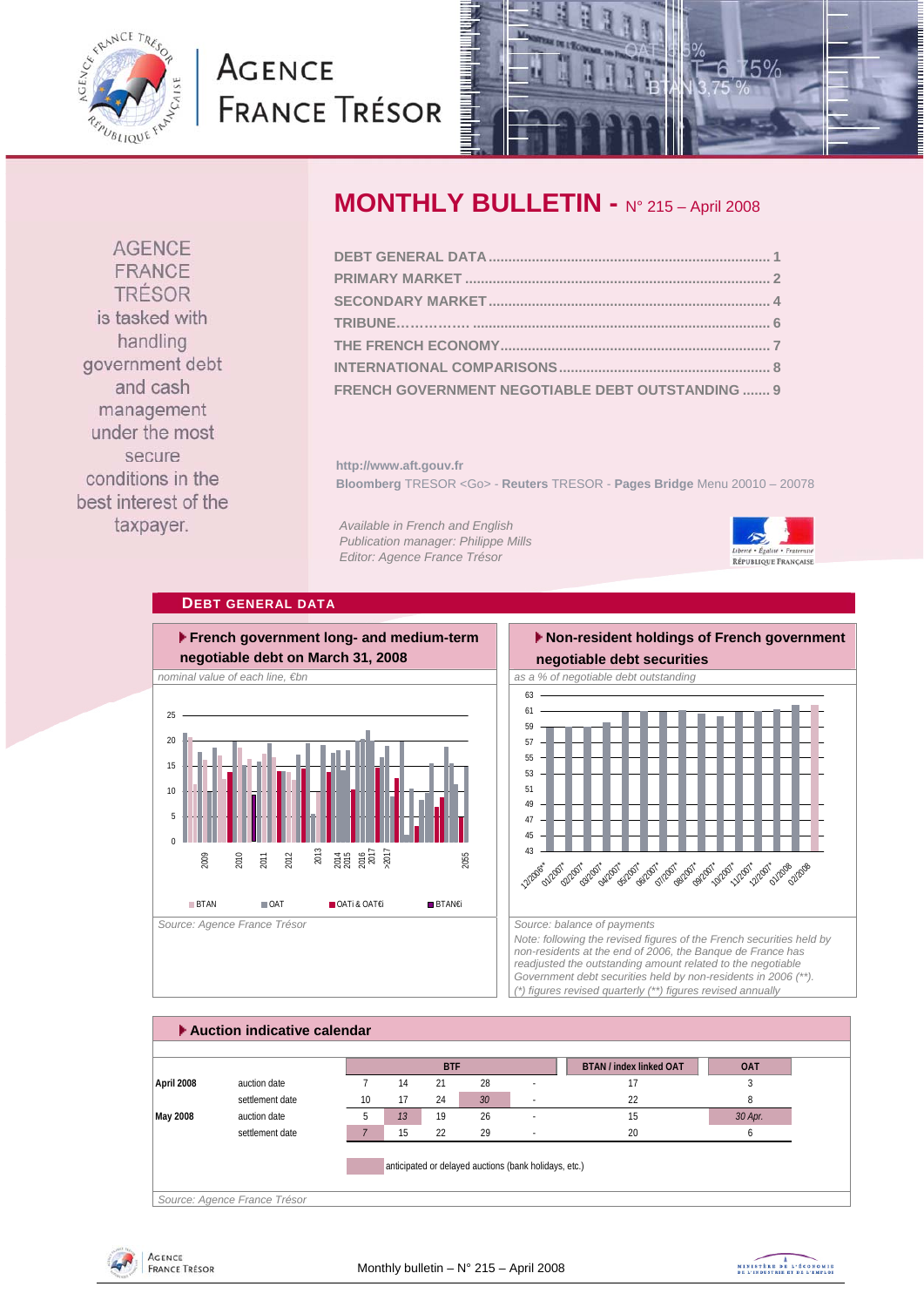# AGENCE FRANCE TRÉSOR

# MONTHLY BULLETIN - N° 215 – April 2008

AGENCE FRANCE TRÉSOR is tasked with handling government debt and cash management under the most secure conditions in the best interest of the taxpayer.

- DEBT GENERAL DATA ........ 1
- PRIMARY MARKET ........ 2
- SECONDARY MARKET ........ 4
- TRIBUNE ........ 6
- THE FRENCH ECONOMY ........ 7
- INTERNATIONAL COMPARISONS ........ 8
- FRENCH GOVERNMENT NEGOTIABLE DEBT OUTSTANDING ........ 9

http://www.aft.gouv.fr

**Bloomberg** TRESOR <Go> - **Reuters** TRESOR - **Pages Bridge** Menu 20010 – 20078

*Available in French and English*
*Publication manager: Philippe Mills*
*Editor: Agence France Trésor*

## DEBT GENERAL DATA

### French government long- and medium-term negotiable debt on March 31, 2008

*nominal value of each line, €bn*

*Source: Agence France Trésor*

### Non-resident holdings of French government negotiable debt securities

*as a % of negotiable debt outstanding*

*Source: balance of payments*

*Note: following the revised figures of the French securities held by non-residents at the end of 2006, the Banque de France has readjusted the outstanding amount related to the negotiable Government debt securities held by non-residents in 2006 (\*\*).*
*(\*) figures revised quarterly (\*\*) figures revised annually*

### Auction indicative calendar

| | | BTF | | | | | BTAN / index linked OAT | OAT |
|---|---|---|---|---|---|---|---|---|
| **April 2008** | auction date | 7 | 14 | 21 | 28 | - | 17 | 3 |
| | settlement date | 10 | 17 | 24 | *30* | - | 22 | 8 |
| **May 2008** | auction date | 5 | *13* | 19 | 26 | - | 15 | *30 Apr.* |
| | settlement date | *7* | 15 | 22 | 29 | - | 20 | 6 |

*(italic = anticipated or delayed auctions (bank holidays, etc.))*

*Source: Agence France Trésor*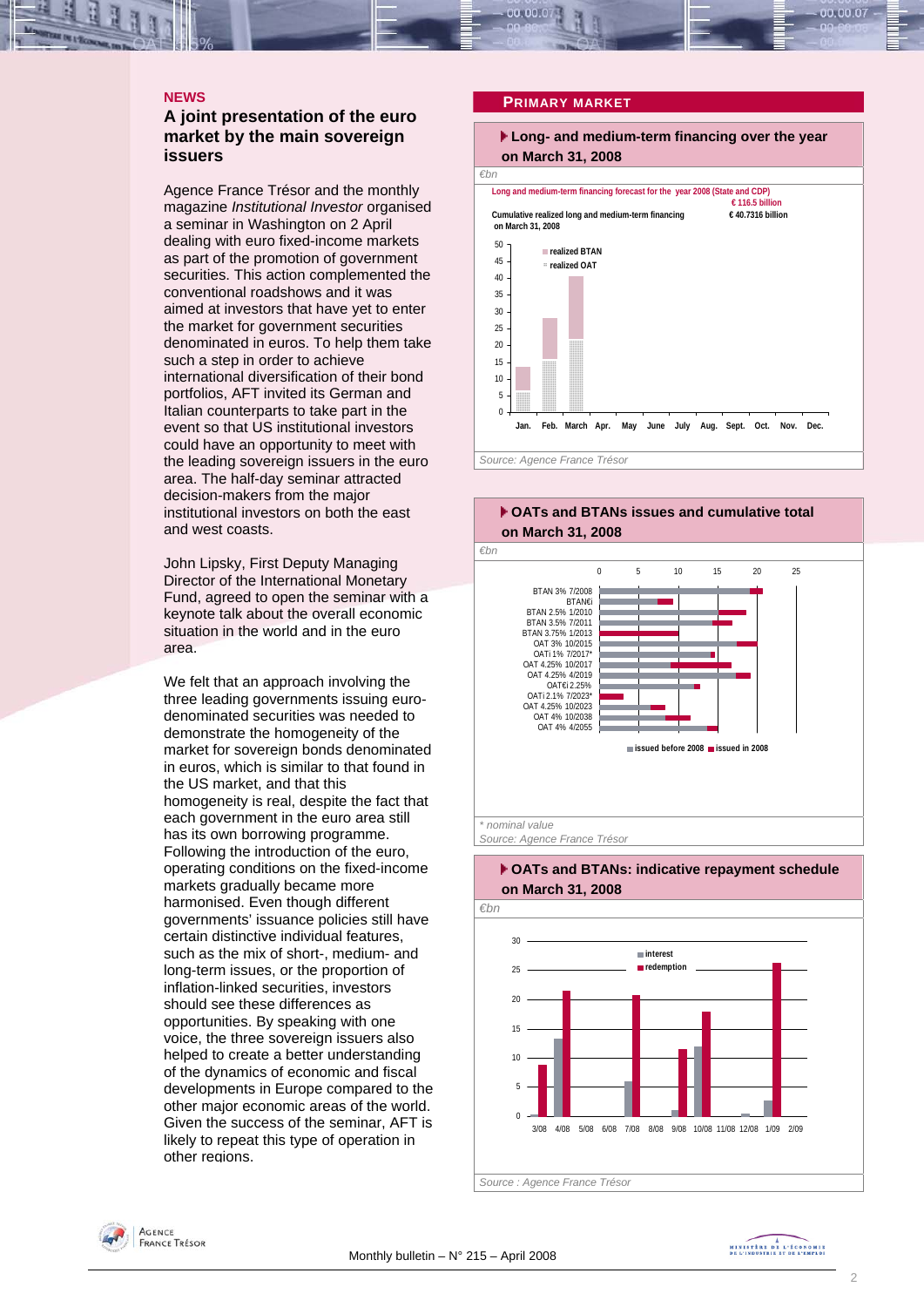## NEWS

### A joint presentation of the euro market by the main sovereign issuers

Agence France Trésor and the monthly magazine *Institutional Investor* organised a seminar in Washington on 2 April dealing with euro fixed-income markets as part of the promotion of government securities. This action complemented the conventional roadshows and it was aimed at investors that have yet to enter the market for government securities denominated in euros. To help them take such a step in order to achieve international diversification of their bond portfolios, AFT invited its German and Italian counterparts to take part in the event so that US institutional investors could have an opportunity to meet with the leading sovereign issuers in the euro area. The half-day seminar attracted decision-makers from the major institutional investors on both the east and west coasts.

John Lipsky, First Deputy Managing Director of the International Monetary Fund, agreed to open the seminar with a keynote talk about the overall economic situation in the world and in the euro area.

We felt that an approach involving the three leading governments issuing euro-denominated securities was needed to demonstrate the homogeneity of the market for sovereign bonds denominated in euros, which is similar to that found in the US market, and that this homogeneity is real, despite the fact that each government in the euro area still has its own borrowing programme. Following the introduction of the euro, operating conditions on the fixed-income markets gradually became more harmonised. Even though different governments' issuance policies still have certain distinctive individual features, such as the mix of short-, medium- and long-term issues, or the proportion of inflation-linked securities, investors should see these differences as opportunities. By speaking with one voice, the three sovereign issuers also helped to create a better understanding of the dynamics of economic and fiscal developments in Europe compared to the other major economic areas of the world. Given the success of the seminar, AFT is likely to repeat this type of operation in other regions.

## PRIMARY MARKET

### Long- and medium-term financing over the year on March 31, 2008

€bn

Long and medium-term financing forecast for the year 2008 (State and CDP): € 116.5 billion

Cumulative realized long and medium-term financing on March 31, 2008: € 40.7316 billion

Source: Agence France Trésor

### OATs and BTANs issues and cumulative total on March 31, 2008

€bn

\* nominal value

Source: Agence France Trésor

### OATs and BTANs: indicative repayment schedule on March 31, 2008

€bn

Source : Agence France Trésor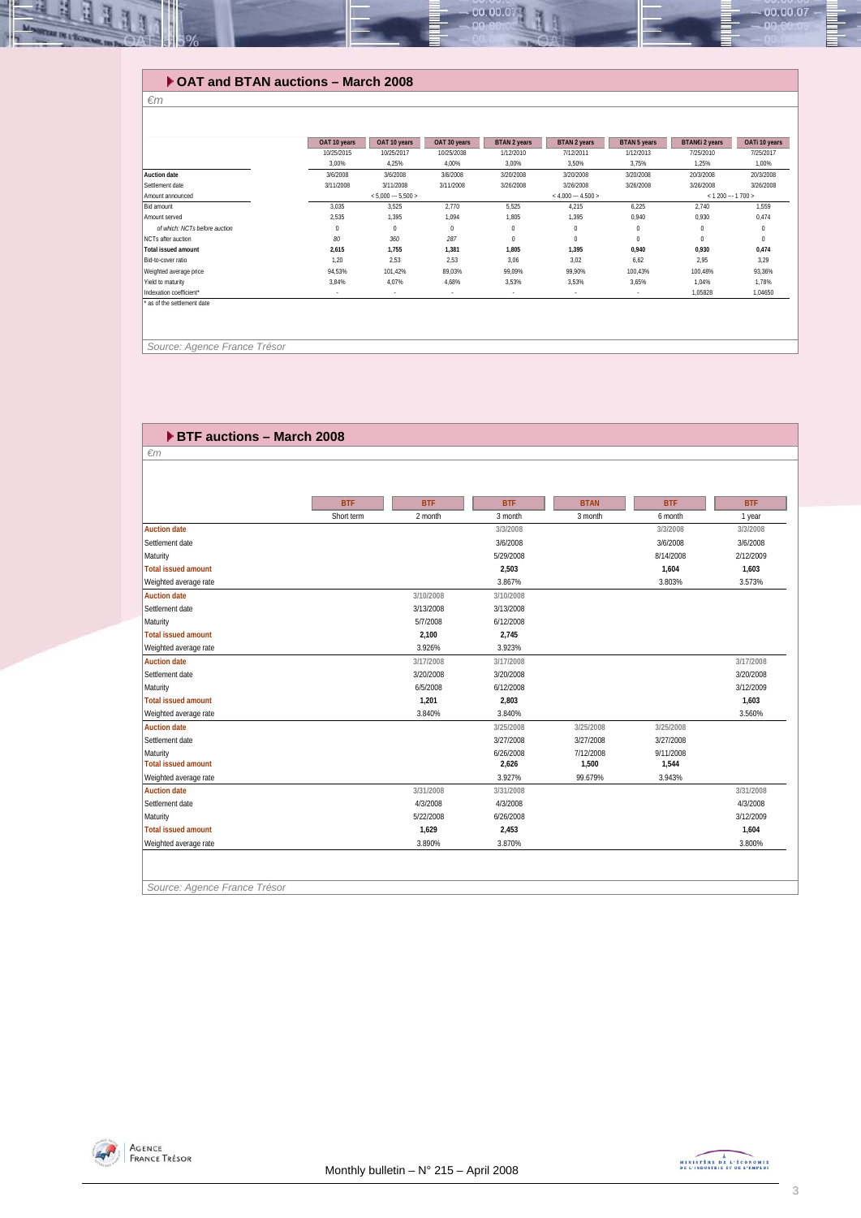## OAT and BTAN auctions – March 2008

*€m*

| | OAT 10 years | OAT 10 years | OAT 30 years | BTAN 2 years | BTAN 2 years | BTAN 5 years | BTAN€i 2 years | OATi 10 years |
|---|---|---|---|---|---|---|---|---|
| | 10/25/2015 | 10/25/2017 | 10/25/2038 | 1/12/2010 | 7/12/2011 | 1/12/2013 | 7/25/2010 | 7/25/2017 |
| | 3,00% | 4,25% | 4,00% | 3,00% | 3,50% | 3,75% | 1,25% | 1,00% |
| **Auction date** | 3/6/2008 | 3/6/2008 | 3/6/2008 | 3/20/2008 | 3/20/2008 | 3/20/2008 | 20/3/2008 | 20/3/2008 |
| Settlement date | 3/11/2008 | 3/11/2008 | 3/11/2008 | 3/26/2008 | 3/26/2008 | 3/26/2008 | 3/26/2008 | 3/26/2008 |
| Amount announced | | < 5,000 --- 5,500 > | | | < 4,000 --- 4,500 > | | < 1 200 --- 1 700 > | |
| Bid amount | 3,035 | 3,525 | 2,770 | 5,525 | 4,215 | 6,225 | 2,740 | 1,559 |
| Amount served | 2,535 | 1,395 | 1,094 | 1,805 | 1,395 | 0,940 | 0,930 | 0,474 |
| *of which: NCTs before auction* | 0 | 0 | 0 | 0 | 0 | 0 | 0 | 0 |
| NCTs after auction | *80* | *360* | *287* | 0 | 0 | 0 | 0 | 0 |
| **Total issued amount** | **2,615** | **1,755** | **1,381** | **1,805** | **1,395** | **0,940** | **0,930** | **0,474** |
| Bid-to-cover ratio | 1,20 | 2,53 | 2,53 | 3,06 | 3,02 | 6,62 | 2,95 | 3,29 |
| Weighted average price | 94,53% | 101,42% | 89,03% | 99,09% | 99,90% | 100,43% | 100,48% | 93,36% |
| Yield to maturity | 3,84% | 4,07% | 4,68% | 3,53% | 3,53% | 3,65% | 1,04% | 1,78% |
| Indexation coefficient* | - | - | - | - | - | - | 1,05828 | 1,04650 |

\* as of the settlement date

*Source: Agence France Trésor*

## BTF auctions – March 2008

*€m*

| | BTF | BTF | BTF | BTAN | BTF | BTF |
|---|---|---|---|---|---|---|
| | Short term | 2 month | 3 month | 3 month | 6 month | 1 year |
| **Auction date** | | | 3/3/2008 | | 3/3/2008 | 3/3/2008 |
| Settlement date | | | 3/6/2008 | | 3/6/2008 | 3/6/2008 |
| Maturity | | | 5/29/2008 | | 8/14/2008 | 2/12/2009 |
| **Total issued amount** | | | **2,503** | | **1,604** | **1,603** |
| Weighted average rate | | | 3.867% | | 3.803% | 3.573% |
| **Auction date** | | 3/10/2008 | 3/10/2008 | | | |
| Settlement date | | 3/13/2008 | 3/13/2008 | | | |
| Maturity | | 5/7/2008 | 6/12/2008 | | | |
| **Total issued amount** | | **2,100** | **2,745** | | | |
| Weighted average rate | | 3.926% | 3.923% | | | |
| **Auction date** | | 3/17/2008 | 3/17/2008 | | | 3/17/2008 |
| Settlement date | | 3/20/2008 | 3/20/2008 | | | 3/20/2008 |
| Maturity | | 6/5/2008 | 6/12/2008 | | | 3/12/2009 |
| **Total issued amount** | | **1,201** | **2,803** | | | **1,603** |
| Weighted average rate | | 3.840% | 3.840% | | | 3.560% |
| **Auction date** | | | 3/25/2008 | 3/25/2008 | 3/25/2008 | |
| Settlement date | | | 3/27/2008 | 3/27/2008 | 3/27/2008 | |
| Maturity | | | 6/26/2008 | 7/12/2008 | 9/11/2008 | |
| **Total issued amount** | | | **2,626** | **1,500** | **1,544** | |
| Weighted average rate | | | 3.927% | 99.679% | 3.943% | |
| **Auction date** | | 3/31/2008 | 3/31/2008 | | | 3/31/2008 |
| Settlement date | | 4/3/2008 | 4/3/2008 | | | 4/3/2008 |
| Maturity | | 5/22/2008 | 6/26/2008 | | | 3/12/2009 |
| **Total issued amount** | | **1,629** | **2,453** | | | **1,604** |
| Weighted average rate | | 3.890% | 3.870% | | | 3.800% |

*Source: Agence France Trésor*

Monthly bulletin – N° 215 – April 2008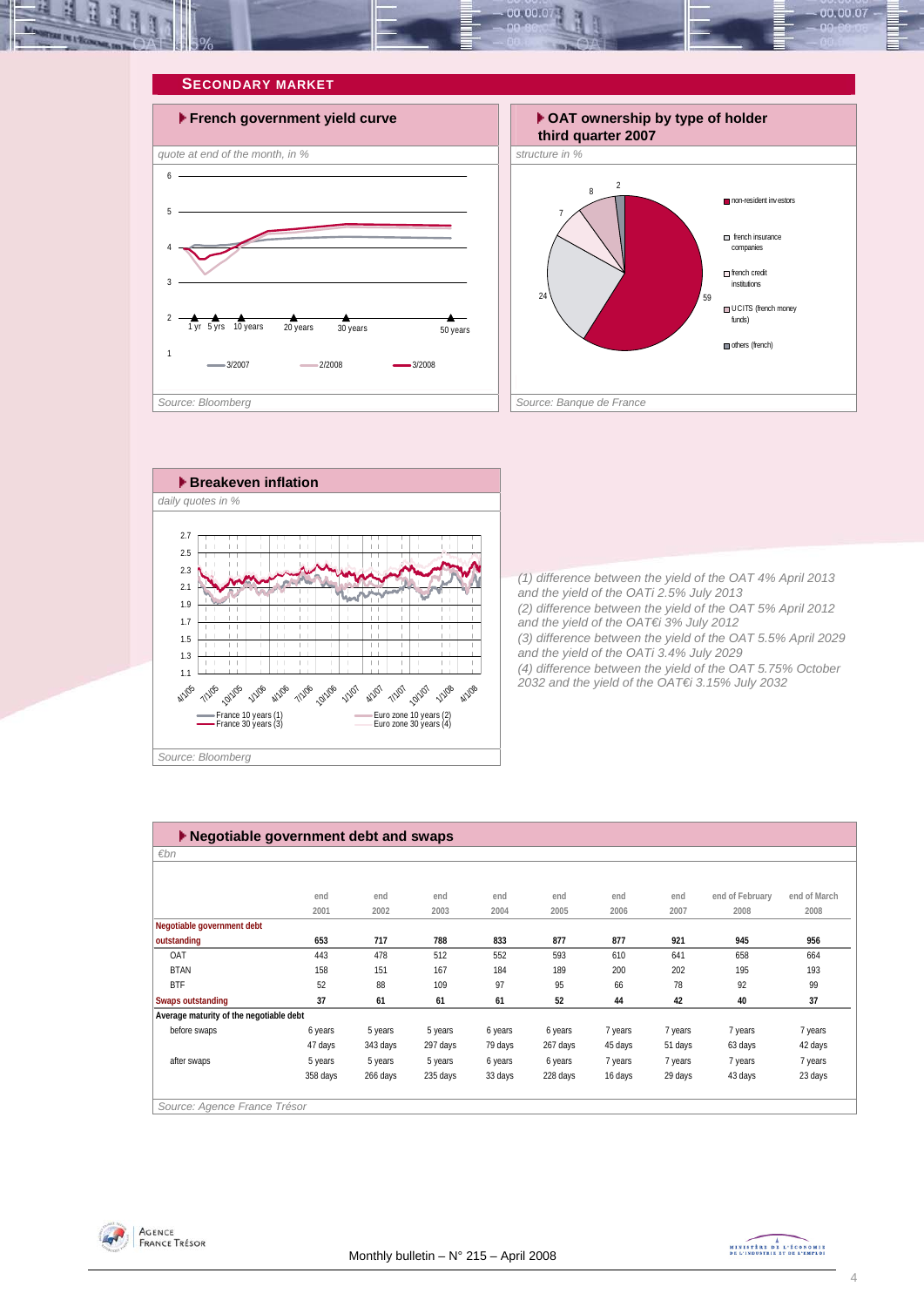## SECONDARY MARKET

### French government yield curve

*quote at end of the month, in %*

1 yr, 5 yrs, 10 years, 20 years, 30 years, 50 years

3/2007 — 2/2008 — 3/2008

*Source: Bloomberg*

### OAT ownership by type of holder third quarter 2007

*structure in %*

- non-resident investors: 59
- french insurance companies: 24
- french credit institutions: 7
- UCITS (french money funds): 8
- others (french): 2

*Source: Banque de France*

### Breakeven inflation

*daily quotes in %*

France 10 years (1) — France 30 years (3) — Euro zone 10 years (2) — Euro zone 30 years (4)

*Source: Bloomberg*

*(1) difference between the yield of the OAT 4% April 2013 and the yield of the OATi 2.5% July 2013*
*(2) difference between the yield of the OAT 5% April 2012 and the yield of the OAT€i 3% July 2012*
*(3) difference between the yield of the OAT 5.5% April 2029 and the yield of the OATi 3.4% July 2029*
*(4) difference between the yield of the OAT 5.75% October 2032 and the yield of the OAT€i 3.15% July 2032*

### Negotiable government debt and swaps

*€bn*

| | end 2001 | end 2002 | end 2003 | end 2004 | end 2005 | end 2006 | end 2007 | end of February 2008 | end of March 2008 |
|---|---|---|---|---|---|---|---|---|---|
| **Negotiable government debt outstanding** | **653** | **717** | **788** | **833** | **877** | **877** | **921** | **945** | **956** |
| OAT | 443 | 478 | 512 | 552 | 593 | 610 | 641 | 658 | 664 |
| BTAN | 158 | 151 | 167 | 184 | 189 | 200 | 202 | 195 | 193 |
| BTF | 52 | 88 | 109 | 97 | 95 | 66 | 78 | 92 | 99 |
| **Swaps outstanding** | **37** | **61** | **61** | **61** | **52** | **44** | **42** | **40** | **37** |
| **Average maturity of the negotiable debt** | | | | | | | | | |
| before swaps | 6 years 47 days | 5 years 343 days | 5 years 297 days | 6 years 79 days | 6 years 267 days | 7 years 45 days | 7 years 51 days | 7 years 63 days | 7 years 42 days |
| after swaps | 5 years 358 days | 5 years 266 days | 5 years 235 days | 6 years 33 days | 6 years 228 days | 7 years 16 days | 7 years 29 days | 7 years 43 days | 7 years 23 days |

*Source: Agence France Trésor*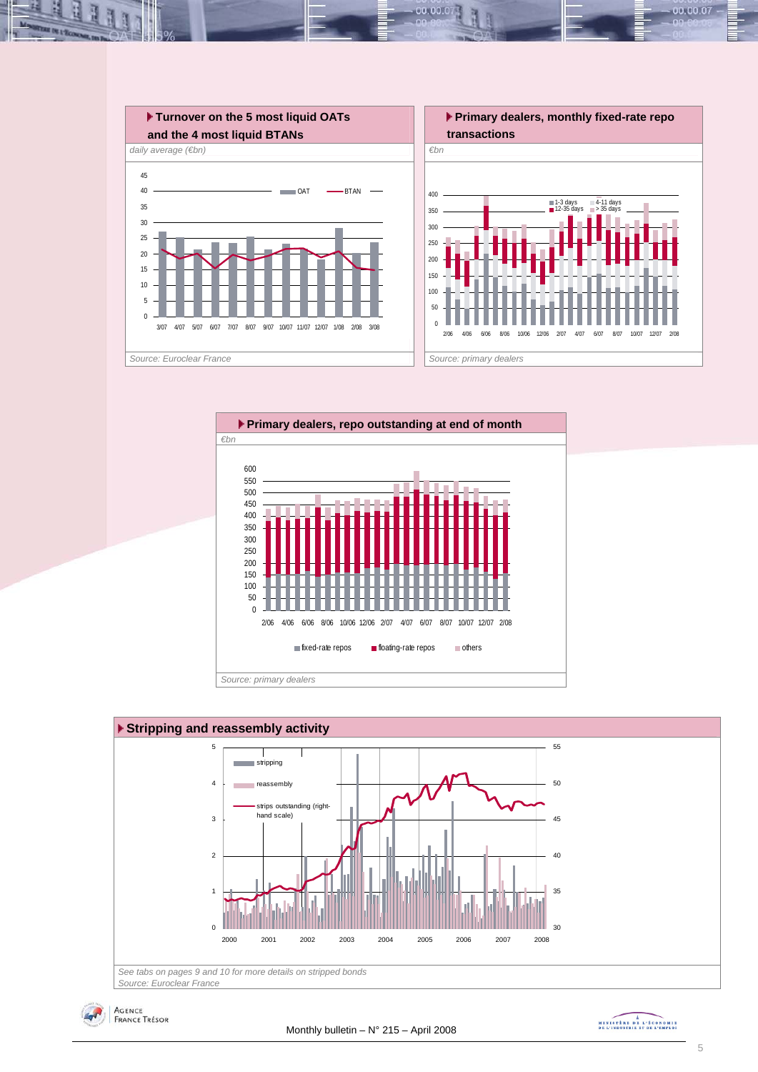## Turnover on the 5 most liquid OATs and the 4 most liquid BTANs

*daily average (€bn)*

*Source: Euroclear France*

## Primary dealers, monthly fixed-rate repo transactions

*€bn*

*Source: primary dealers*

## Primary dealers, repo outstanding at end of month

*€bn*

*Source: primary dealers*

## Stripping and reassembly activity

*See tabs on pages 9 and 10 for more details on stripped bonds*

*Source: Euroclear France*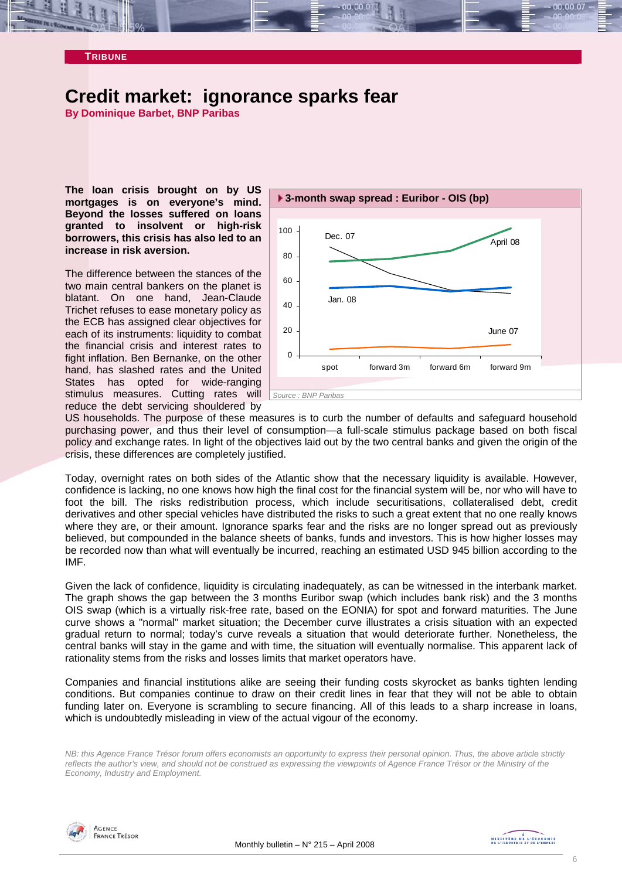**TRIBUNE**

# Credit market: ignorance sparks fear

**By Dominique Barbet, BNP Paribas**

**The loan crisis brought on by US mortgages is on everyone's mind. Beyond the losses suffered on loans granted to insolvent or high-risk borrowers, this crisis has also led to an increase in risk aversion.**

The difference between the stances of the two main central bankers on the planet is blatant. On one hand, Jean-Claude Trichet refuses to ease monetary policy as the ECB has assigned clear objectives for each of its instruments: liquidity to combat the financial crisis and interest rates to fight inflation. Ben Bernanke, on the other hand, has slashed rates and the United States has opted for wide-ranging stimulus measures. Cutting rates will reduce the debt servicing shouldered by US households. The purpose of these measures is to curb the number of defaults and safeguard household purchasing power, and thus their level of consumption—a full-scale stimulus package based on both fiscal policy and exchange rates. In light of the objectives laid out by the two central banks and given the origin of the crisis, these differences are completely justified.

**3-month swap spread : Euribor - OIS (bp)**

| | spot | forward 3m | forward 6m | forward 9m |
|---|---|---|---|---|
| June 07 | ~5 | ~7 | ~6 | ~8 |
| Dec. 07 | ~87 | ~66 | ~52 | ~50 |
| Jan. 08 | ~54 | ~55 | ~52 | ~54 |
| April 08 | ~75 | ~77 | ~84 | ~102 |

*Source : BNP Paribas*

Today, overnight rates on both sides of the Atlantic show that the necessary liquidity is available. However, confidence is lacking, no one knows how high the final cost for the financial system will be, nor who will have to foot the bill. The risks redistribution process, which include securitisations, collateralised debt, credit derivatives and other special vehicles have distributed the risks to such a great extent that no one really knows where they are, or their amount. Ignorance sparks fear and the risks are no longer spread out as previously believed, but compounded in the balance sheets of banks, funds and investors. This is how higher losses may be recorded now than what will eventually be incurred, reaching an estimated USD 945 billion according to the IMF.

Given the lack of confidence, liquidity is circulating inadequately, as can be witnessed in the interbank market. The graph shows the gap between the 3 months Euribor swap (which includes bank risk) and the 3 months OIS swap (which is a virtually risk-free rate, based on the EONIA) for spot and forward maturities. The June curve shows a "normal" market situation; the December curve illustrates a crisis situation with an expected gradual return to normal; today's curve reveals a situation that would deteriorate further. Nonetheless, the central banks will stay in the game and with time, the situation will eventually normalise. This apparent lack of rationality stems from the risks and losses limits that market operators have.

Companies and financial institutions alike are seeing their funding costs skyrocket as banks tighten lending conditions. But companies continue to draw on their credit lines in fear that they will not be able to obtain funding later on. Everyone is scrambling to secure financing. All of this leads to a sharp increase in loans, which is undoubtedly misleading in view of the actual vigour of the economy.

*NB: this Agence France Trésor forum offers economists an opportunity to express their personal opinion. Thus, the above article strictly reflects the author's view, and should not be construed as expressing the viewpoints of Agence France Trésor or the Ministry of the Economy, Industry and Employment.*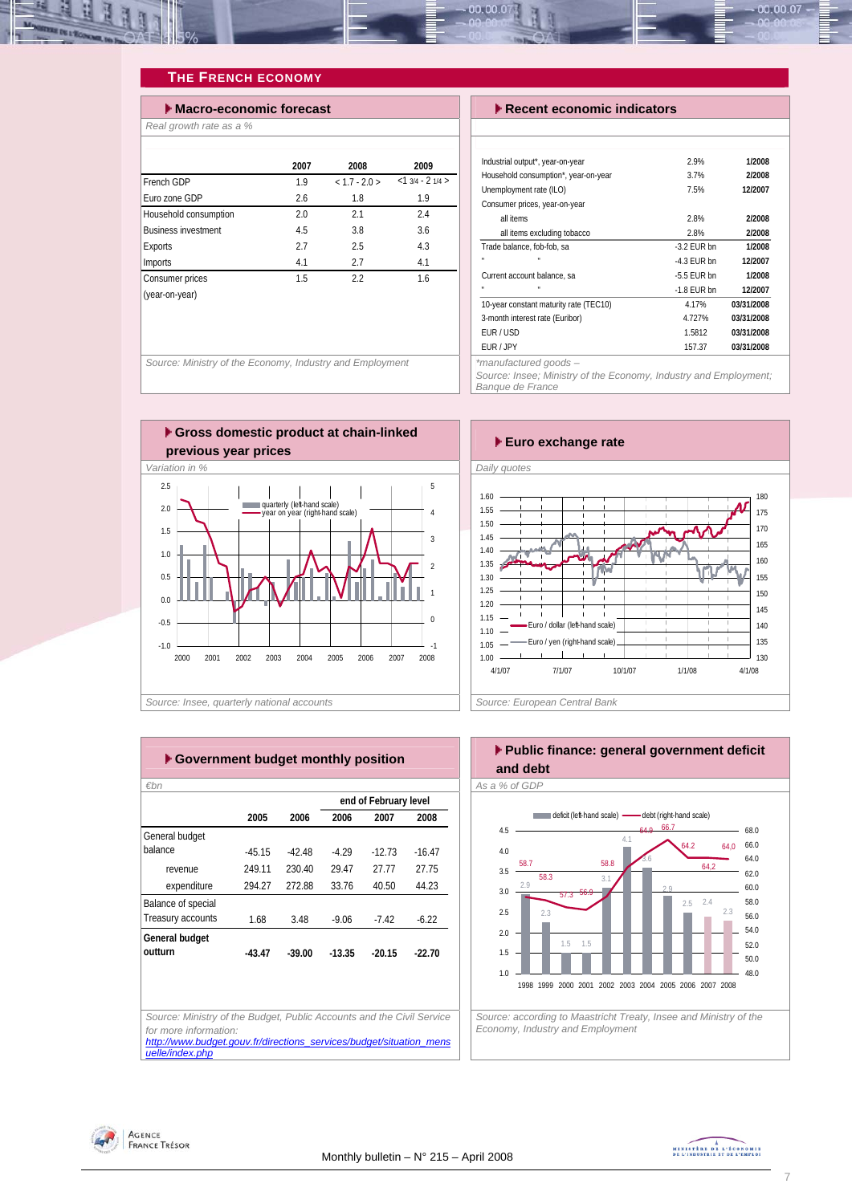# THE FRENCH ECONOMY

## Macro-economic forecast

*Real growth rate as a %*

| | 2007 | 2008 | 2009 |
|---|---|---|---|
| French GDP | 1.9 | < 1.7 - 2.0 > | <1 3/4 - 2 1/4 > |
| Euro zone GDP | 2.6 | 1.8 | 1.9 |
| Household consumption | 2.0 | 2.1 | 2.4 |
| Business investment | 4.5 | 3.8 | 3.6 |
| Exports | 2.7 | 2.5 | 4.3 |
| Imports | 4.1 | 2.7 | 4.1 |
| Consumer prices (year-on-year) | 1.5 | 2.2 | 1.6 |

*Source: Ministry of the Economy, Industry and Employment*

## Recent economic indicators

| | | |
|---|---|---|
| Industrial output*, year-on-year | 2.9% | 1/2008 |
| Household consumption*, year-on-year | 3.7% | 2/2008 |
| Unemployment rate (ILO) | 7.5% | 12/2007 |
| Consumer prices, year-on-year | | |
| all items | 2.8% | 2/2008 |
| all items excluding tobacco | 2.8% | 2/2008 |
| Trade balance, fob-fob, sa | -3.2 EUR bn | 1/2008 |
| " " | -4.3 EUR bn | 12/2007 |
| Current account balance, sa | -5.5 EUR bn | 1/2008 |
| " " | -1.8 EUR bn | 12/2007 |
| 10-year constant maturity rate (TEC10) | 4.17% | 03/31/2008 |
| 3-month interest rate (Euribor) | 4.727% | 03/31/2008 |
| EUR / USD | 1.5812 | 03/31/2008 |
| EUR / JPY | 157.37 | 03/31/2008 |

*\*manufactured goods –*
*Source: Insee; Ministry of the Economy, Industry and Employment; Banque de France*

## Gross domestic product at chain-linked previous year prices

*Variation in %*

*Source: Insee, quarterly national accounts*

## Euro exchange rate

*Daily quotes*

*Source: European Central Bank*

## Government budget monthly position

*€bn*

| | 2005 | 2006 | end of February level 2006 | 2007 | 2008 |
|---|---|---|---|---|---|
| General budget balance | -45.15 | -42.48 | -4.29 | -12.73 | -16.47 |
| revenue | 249.11 | 230.40 | 29.47 | 27.77 | 27.75 |
| expenditure | 294.27 | 272.88 | 33.76 | 40.50 | 44.23 |
| Balance of special Treasury accounts | 1.68 | 3.48 | -9.06 | -7.42 | -6.22 |
| **General budget outturn** | **-43.47** | **-39.00** | **-13.35** | **-20.15** | **-22.70** |

*Source: Ministry of the Budget, Public Accounts and the Civil Service*
*for more information:*
*http://www.budget.gouv.fr/directions_services/budget/situation_mensuelle/index.php*

## Public finance: general government deficit and debt

*As a % of GDP*

*Source: according to Maastricht Treaty, Insee and Ministry of the Economy, Industry and Employment*

Monthly bulletin – N° 215 – April 2008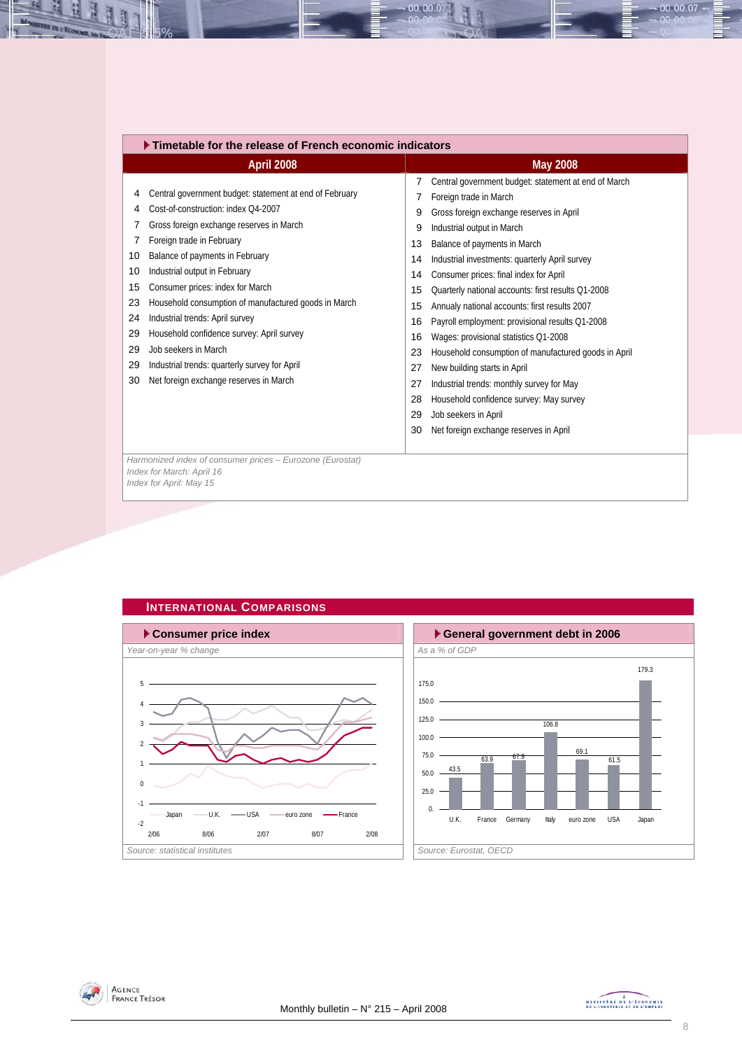## Timetable for the release of French economic indicators

| April 2008 | | May 2008 | |
|---|---|---|---|
| 4 | Central government budget: statement at end of February | 7 | Central government budget: statement at end of March |
| 4 | Cost-of-construction: index Q4-2007 | 7 | Foreign trade in March |
| 7 | Gross foreign exchange reserves in March | 9 | Gross foreign exchange reserves in April |
| 7 | Foreign trade in February | 9 | Industrial output in March |
| 10 | Balance of payments in February | 13 | Balance of payments in March |
| 10 | Industrial output in February | 14 | Industrial investments: quarterly April survey |
| 15 | Consumer prices: index for March | 14 | Consumer prices: final index for April |
| 23 | Household consumption of manufactured goods in March | 15 | Quarterly national accounts: first results Q1-2008 |
| 24 | Industrial trends: April survey | 15 | Annualy national accounts: first results 2007 |
| 29 | Household confidence survey: April survey | 16 | Payroll employment: provisional results Q1-2008 |
| 29 | Job seekers in March | 16 | Wages: provisional statistics Q1-2008 |
| 29 | Industrial trends: quarterly survey for April | 23 | Household consumption of manufactured goods in April |
| 30 | Net foreign exchange reserves in March | 27 | New building starts in April |
| | | 27 | Industrial trends: monthly survey for May |
| | | 28 | Household confidence survey: May survey |
| | | 29 | Job seekers in April |
| | | 30 | Net foreign exchange reserves in April |

*Harmonized index of consumer prices – Eurozone (Eurostat)*
*Index for March: April 16*
*Index for April: May 15*

## International Comparisons

### Consumer price index

*Year-on-year % change*

*Source: statistical institutes*

### General government debt in 2006

*As a % of GDP*

| U.K. | France | Germany | Italy | euro zone | USA | Japan |
|---|---|---|---|---|---|---|
| 43.5 | 63.9 | 67.9 | 106.8 | 69.1 | 61.5 | 179.3 |

*Source: Eurostat, OECD*

Monthly bulletin – N° 215 – April 2008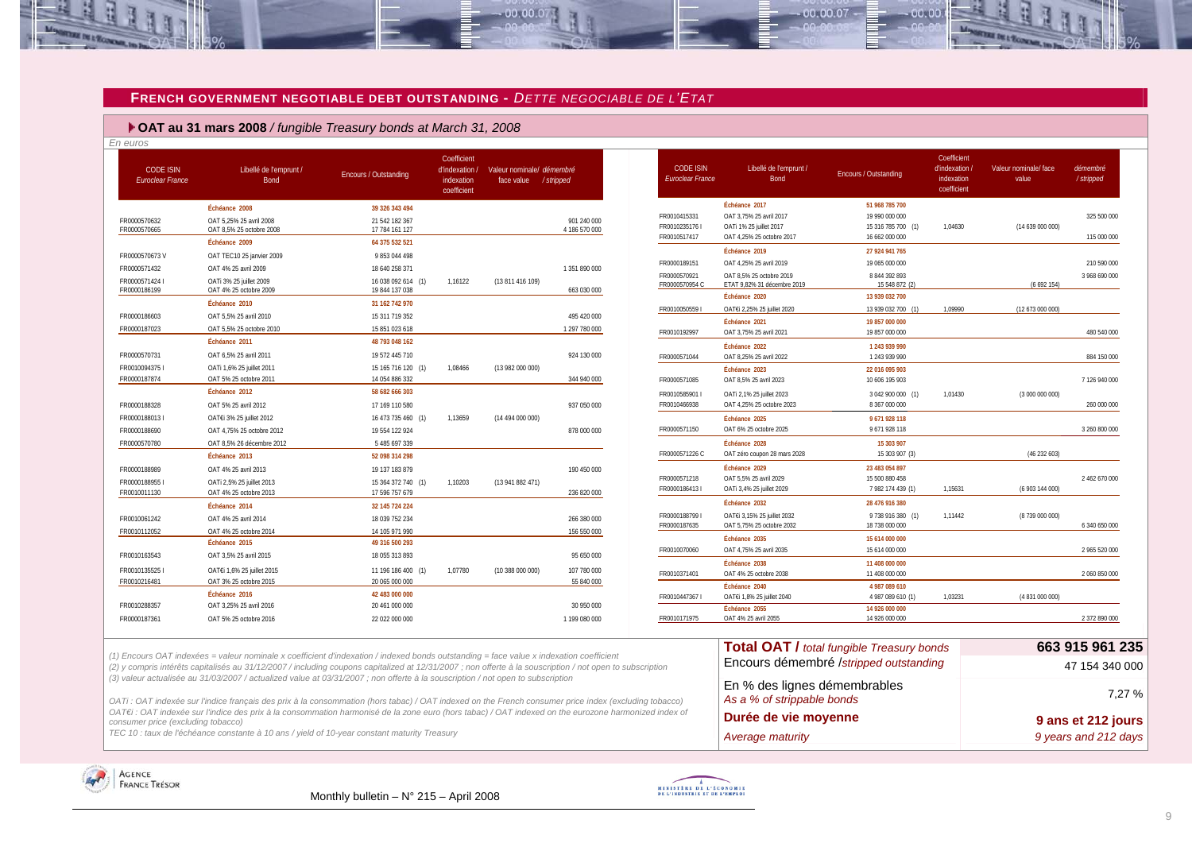## FRENCH GOVERNMENT NEGOTIABLE DEBT OUTSTANDING - *DETTE NEGOCIABLE DE L'ETAT*

### OAT au 31 mars 2008 / *fungible Treasury bonds at March 31, 2008*

*En euros*

| CODE ISIN *Euroclear France* | Libellé de l'emprunt / Bond | Encours / Outstanding | Coefficient d'indexation / indexation coefficient | Valeur nominale/ démembré face value | / stripped |
|---|---|---|---|---|---|
| | **Échéance 2008** | **39 326 343 494** | | | |
| FR0000570632 | OAT 5,25% 25 avril 2008 | 21 542 182 367 | | | 901 240 000 |
| FR0000570665 | OAT 8,5% 25 octobre 2008 | 17 784 161 127 | | | 4 186 570 000 |
| | **Échéance 2009** | **64 375 532 521** | | | |
| FR0000570673 V | OAT TEC10 25 janvier 2009 | 9 853 044 498 | | | |
| FR0000571432 | OAT 4% 25 avril 2009 | 18 640 258 371 | | | 1 351 890 000 |
| FR0000571424 I | OATi 3% 25 juillet 2009 | 16 038 092 614 (1) | 1,16122 | (13 811 416 109) | |
| FR0000186199 | OAT 4% 25 octobre 2009 | 19 844 137 038 | | | 663 030 000 |
| | **Échéance 2010** | **31 162 742 970** | | | |
| FR0000186603 | OAT 5,5% 25 avril 2010 | 15 311 719 352 | | | 495 420 000 |
| FR0000187023 | OAT 5,5% 25 octobre 2010 | 15 851 023 618 | | | 1 297 780 000 |
| | **Échéance 2011** | **48 793 048 162** | | | |
| FR0000570731 | OAT 6,5% 25 avril 2011 | 19 572 445 710 | | | 924 130 000 |
| FR0010094375 I | OATi 1,6% 25 juillet 2011 | 15 165 716 120 (1) | 1,08466 | (13 982 000 000) | |
| FR0000187874 | OAT 5% 25 octobre 2011 | 14 054 886 332 | | | 344 940 000 |
| | **Échéance 2012** | **58 682 666 303** | | | |
| FR0000188328 | OAT 5% 25 avril 2012 | 17 169 110 580 | | | 937 050 000 |
| FR0000188013 I | OAT€i 3% 25 juillet 2012 | 16 473 735 460 (1) | 1,13659 | (14 494 000 000) | |
| FR0000188690 | OAT 4,75% 25 octobre 2012 | 19 554 122 924 | | | 878 000 000 |
| FR0000570780 | OAT 8,5% 26 décembre 2012 | 5 485 697 339 | | | |
| | **Échéance 2013** | **52 098 314 298** | | | |
| FR0000188989 | OAT 4% 25 avril 2013 | 19 137 183 879 | | | 190 450 000 |
| FR0000188955 I | OATi 2,5% 25 juillet 2013 | 15 364 372 740 (1) | 1,10203 | (13 941 882 471) | |
| FR0010011130 | OAT 4% 25 octobre 2013 | 17 596 757 679 | | | 236 820 000 |
| | **Échéance 2014** | **32 145 724 224** | | | |
| FR0010061242 | OAT 4% 25 avril 2014 | 18 039 752 234 | | | 266 380 000 |
| FR0010112052 | OAT 4% 25 octobre 2014 | 14 105 971 990 | | | 156 550 000 |
| | **Échéance 2015** | **49 316 500 293** | | | |
| FR0010163543 | OAT 3,5% 25 avril 2015 | 18 055 313 893 | | | 95 650 000 |
| FR0010135525 I | OAT€i 1,6% 25 juillet 2015 | 11 196 186 400 (1) | 1,07780 | (10 388 000 000) | 107 780 000 |
| FR0010216481 | OAT 3% 25 octobre 2015 | 20 065 000 000 | | | 55 840 000 |
| | **Échéance 2016** | **42 483 000 000** | | | |
| FR0010288357 | OAT 3,25% 25 avril 2016 | 20 461 000 000 | | | 30 950 000 |
| FR0000187361 | OAT 5% 25 octobre 2016 | 22 022 000 000 | | | 1 199 080 000 |

| CODE ISIN *Euroclear France* | Libellé de l'emprunt / Bond | Encours / Outstanding | Coefficient d'indexation / indexation coefficient | Valeur nominale/ face value | démembré / stripped |
|---|---|---|---|---|---|
| | **Échéance 2017** | **51 968 785 700** | | | |
| FR0010415331 | OAT 3,75% 25 avril 2017 | 19 990 000 000 | | | 325 500 000 |
| FR0010235176 I | OATi 1% 25 juillet 2017 | 15 316 785 700 (1) | 1,04630 | (14 639 000 000) | |
| FR0010517417 | OAT 4,25% 25 octobre 2017 | 16 662 000 000 | | | 115 000 000 |
| | **Échéance 2019** | **27 924 941 765** | | | |
| FR0000189151 | OAT 4,25% 25 avril 2019 | 19 065 000 000 | | | 210 590 000 |
| FR0000570921 | OAT 8,5% 25 octobre 2019 | 8 844 392 893 | | | 3 968 690 000 |
| FR0000570954 C | ETAT 9,82% 31 décembre 2019 | 15 548 872 (2) | | (6 692 154) | |
| | **Échéance 2020** | **13 939 032 700** | | | |
| FR0010050559 I | OAT€i 2,25% 25 juillet 2020 | 13 939 032 700 (1) | 1,09990 | (12 673 000 000) | |
| | **Échéance 2021** | **19 857 000 000** | | | |
| FR0010192997 | OAT 3,75% 25 avril 2021 | 19 857 000 000 | | | 480 540 000 |
| | **Échéance 2022** | **1 243 939 990** | | | |
| FR0000571044 | OAT 8,25% 25 avril 2022 | 1 243 939 990 | | | 884 150 000 |
| | **Échéance 2023** | **22 016 095 903** | | | |
| FR0000571085 | OAT 8,5% 25 avril 2023 | 10 606 195 903 | | | 7 126 940 000 |
| FR0010585901 I | OATi 2,1% 25 juillet 2023 | 3 042 900 000 (1) | 1,01430 | (3 000 000 000) | |
| FR0010466938 | OAT 4,25% 25 octobre 2023 | 8 367 000 000 | | | 260 000 000 |
| | **Échéance 2025** | **9 671 928 118** | | | |
| FR0000571150 | OAT 6% 25 octobre 2025 | 9 671 928 118 | | | 3 260 800 000 |
| | **Échéance 2028** | **15 303 907** | | | |
| FR0000571226 C | OAT zéro coupon 28 mars 2028 | 15 303 907 (3) | | (46 232 603) | |
| | **Échéance 2029** | **23 483 054 897** | | | |
| FR0000571218 | OAT 5,5% 25 avril 2029 | 15 500 880 458 | | | 2 462 670 000 |
| FR0000186413 I | OATi 3,4% 25 juillet 2029 | 7 982 174 439 (1) | 1,15631 | (6 903 144 000) | |
| | **Échéance 2032** | **28 476 916 380** | | | |
| FR0000188799 I | OAT€i 3,15% 25 juillet 2032 | 9 738 916 380 (1) | 1,11442 | (8 739 000 000) | |
| FR0000187635 | OAT 5,75% 25 octobre 2032 | 18 738 000 000 | | | 6 340 650 000 |
| | **Échéance 2035** | **15 614 000 000** | | | |
| FR0010070060 | OAT 4,75% 25 avril 2035 | 15 614 000 000 | | | 2 965 520 000 |
| | **Échéance 2038** | **11 408 000 000** | | | |
| FR0010371401 | OAT 4% 25 octobre 2038 | 11 408 000 000 | | | 2 060 850 000 |
| | **Échéance 2040** | **4 987 089 610** | | | |
| FR0010447367 I | OAT€i 1,8% 25 juillet 2040 | 4 987 089 610 (1) | 1,03231 | (4 831 000 000) | |
| | **Échéance 2055** | **14 926 000 000** | | | |
| FR0010171975 | OAT 4% 25 avril 2055 | 14 926 000 000 | | | 2 372 890 000 |

| | |
|---|---|
| **Total OAT /** *total fungible Treasury bonds* | **663 915 961 235** |
| Encours démembré /*stripped outstanding* | 47 154 340 000 |
| En % des lignes démembrables *As a % of strippable bonds* | 7,27 % |
| **Durée de vie moyenne** *Average maturity* | **9 ans et 212 jours** *9 years and 212 days* |

*(1) Encours OAT indexées = valeur nominale x coefficient d'indexation / indexed bonds outstanding = face value x indexation coefficient*
*(2) y compris intérêts capitalisés au 31/12/2007 / including coupons capitalized at 12/31/2007 ; non offerte à la souscription / not open to subscription*
*(3) valeur actualisée au 31/03/2007 / actualized value at 03/31/2007 ; non offerte à la souscription / not open to subscription*

*OATi : OAT indexée sur l'indice français des prix à la consommation (hors tabac) / OAT indexed on the French consumer price index (excluding tobacco)*
*OAT€i : OAT indexée sur l'indice des prix à la consommation harmonisé de la zone euro (hors tabac) / OAT indexed on the eurozone harmonized index of consumer price (excluding tobacco)*
*TEC 10 : taux de l'échéance constante à 10 ans / yield of 10-year constant maturity Treasury*

Monthly bulletin – N° 215 – April 2008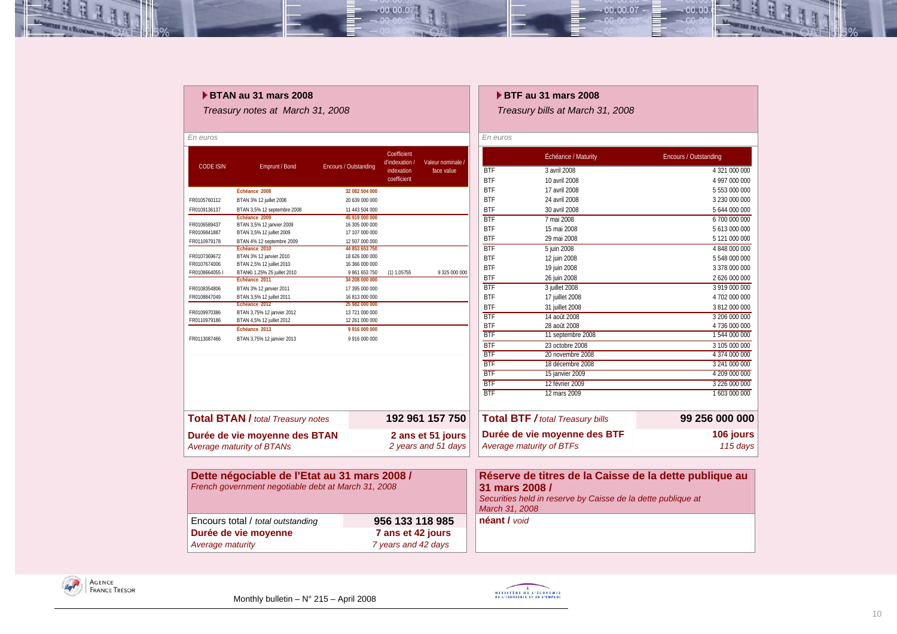## BTAN au 31 mars 2008

*Treasury notes at March 31, 2008*

*En euros*

| CODE ISIN | Emprunt / Bond | Encours / Outstanding | Coefficient d'indexation / indexation coefficient | Valeur nominale / face value |
|---|---|---|---|---|
| | **Échéance 2008** | **32 082 504 000** | | |
| FR0105760112 | BTAN 3% 12 juillet 2008 | 20 639 000 000 | | |
| FR0109136137 | BTAN 3,5% 12 septembre 2008 | 11 443 504 000 | | |
| | **Échéance 2009** | **45 919 000 000** | | |
| FR0106589437 | BTAN 3,5% 12 janvier 2009 | 16 305 000 000 | | |
| FR0106841887 | BTAN 3,5% 12 juillet 2009 | 17 107 000 000 | | |
| FR0110979178 | BTAN 4% 12 septembre 2009 | 12 507 000 000 | | |
| | **Échéance 2010** | **44 853 653 750** | | |
| FR0107369672 | BTAN 3% 12 janvier 2010 | 18 626 000 000 | | |
| FR0107674006 | BTAN 2,5% 12 juillet 2010 | 16 366 000 000 | | |
| FR0108664055 I | BTAN€i 1,25% 25 juillet 2010 | 9 861 653 750 | (1) 1,05755 | 9 325 000 000 |
| | **Échéance 2011** | **34 208 000 000** | | |
| FR0108354806 | BTAN 3% 12 janvier 2011 | 17 395 000 000 | | |
| FR0108847049 | BTAN 3,5% 12 juillet 2011 | 16 813 000 000 | | |
| | **Échéance 2012** | **25 982 000 000** | | |
| FR0109970386 | BTAN 3,75% 12 janvier 2012 | 13 721 000 000 | | |
| FR0110979186 | BTAN 4,5% 12 juillet 2012 | 12 261 000 000 | | |
| | **Échéance 2013** | **9 916 000 000** | | |
| FR0113087466 | BTAN 3,75% 12 janvier 2013 | 9 916 000 000 | | |

| | |
|---|---|
| **Total BTAN /** *total Treasury notes* | **192 961 157 750** |
| **Durée de vie moyenne des BTAN** | **2 ans et 51 jours** |
| *Average maturity of BTANs* | *2 years and 51 days* |

## BTF au 31 mars 2008

*Treasury bills at March 31, 2008*

*En euros*

| | Échéance / Maturity | Encours / Outstanding |
|---|---|---|
| BTF | 3 avril 2008 | 4 321 000 000 |
| BTF | 10 avril 2008 | 4 997 000 000 |
| BTF | 17 avril 2008 | 5 553 000 000 |
| BTF | 24 avril 2008 | 3 230 000 000 |
| BTF | 30 avril 2008 | 5 644 000 000 |
| BTF | 7 mai 2008 | 6 700 000 000 |
| BTF | 15 mai 2008 | 5 613 000 000 |
| BTF | 29 mai 2008 | 5 121 000 000 |
| BTF | 5 juin 2008 | 4 848 000 000 |
| BTF | 12 juin 2008 | 5 548 000 000 |
| BTF | 19 juin 2008 | 3 378 000 000 |
| BTF | 26 juin 2008 | 2 626 000 000 |
| BTF | 3 juillet 2008 | 3 919 000 000 |
| BTF | 17 juillet 2008 | 4 702 000 000 |
| BTF | 31 juillet 2008 | 3 812 000 000 |
| BTF | 14 août 2008 | 3 206 000 000 |
| BTF | 28 août 2008 | 4 736 000 000 |
| BTF | 11 septembre 2008 | 1 544 000 000 |
| BTF | 23 octobre 2008 | 3 105 000 000 |
| BTF | 20 novembre 2008 | 4 374 000 000 |
| BTF | 18 décembre 2008 | 3 241 000 000 |
| BTF | 15 janvier 2009 | 4 209 000 000 |
| BTF | 12 février 2009 | 3 226 000 000 |
| BTF | 12 mars 2009 | 1 603 000 000 |

| | |
|---|---|
| **Total BTF /** *total Treasury bills* | **99 256 000 000** |
| **Durée de vie moyenne des BTF** | **106 jours** |
| *Average maturity of BTFs* | *115 days* |

## Dette négociable de l'Etat au 31 mars 2008 /

*French government negotiable debt at March 31, 2008*

| | |
|---|---|
| Encours total / *total outstanding* | **956 133 118 985** |
| **Durée de vie moyenne** | **7 ans et 42 jours** |
| *Average maturity* | *7 years and 42 days* |

## Réserve de titres de la Caisse de la dette publique au 31 mars 2008 /

*Securities held in reserve by Caisse de la dette publique at March 31, 2008*

**néant /** *void*

Monthly bulletin – N° 215 – April 2008